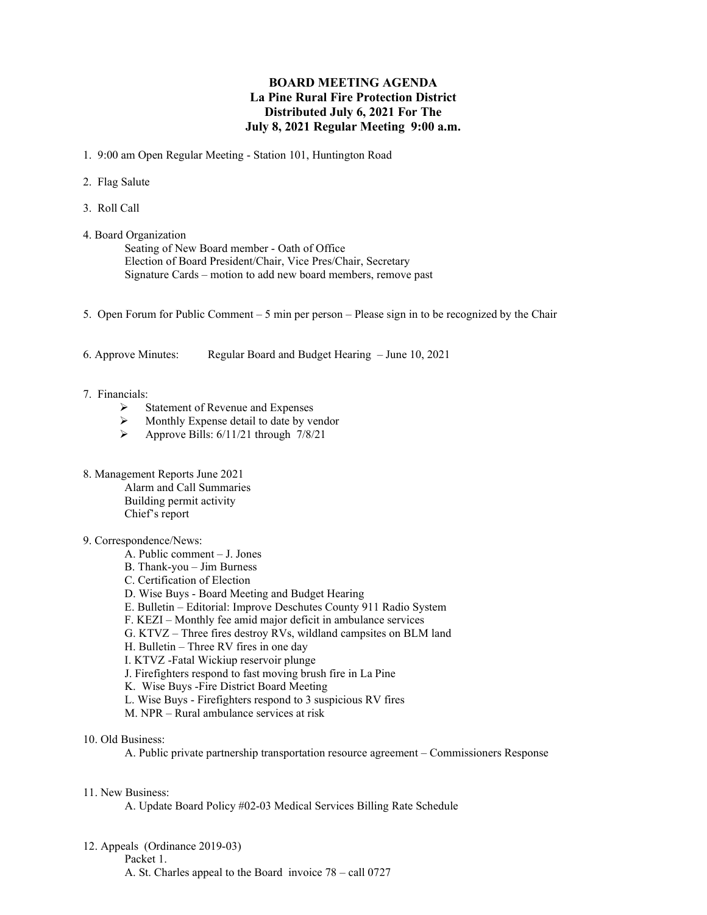# BOARD MEETING AGENDA
## La Pine Rural Fire Protection District
## Distributed July 6, 2021 For The
## July 8, 2021 Regular Meeting 9:00 a.m.

1. 9:00 am Open Regular Meeting - Station 101, Huntington Road

2. Flag Salute

3. Roll Call

4. Board Organization
   - Seating of New Board member - Oath of Office
   - Election of Board President/Chair, Vice Pres/Chair, Secretary
   - Signature Cards – motion to add new board members, remove past

5. Open Forum for Public Comment – 5 min per person – Please sign in to be recognized by the Chair

6. Approve Minutes: Regular Board and Budget Hearing – June 10, 2021

7. Financials:
   - Statement of Revenue and Expenses
   - Monthly Expense detail to date by vendor
   - Approve Bills: 6/11/21 through 7/8/21

8. Management Reports June 2021
   - Alarm and Call Summaries
   - Building permit activity
   - Chief's report

9. Correspondence/News:
   - A. Public comment – J. Jones
   - B. Thank-you – Jim Burness
   - C. Certification of Election
   - D. Wise Buys - Board Meeting and Budget Hearing
   - E. Bulletin – Editorial: Improve Deschutes County 911 Radio System
   - F. KEZI – Monthly fee amid major deficit in ambulance services
   - G. KTVZ – Three fires destroy RVs, wildland campsites on BLM land
   - H. Bulletin – Three RV fires in one day
   - I. KTVZ -Fatal Wickiup reservoir plunge
   - J. Firefighters respond to fast moving brush fire in La Pine
   - K. Wise Buys -Fire District Board Meeting
   - L. Wise Buys - Firefighters respond to 3 suspicious RV fires
   - M. NPR – Rural ambulance services at risk

10. Old Business:
    - A. Public private partnership transportation resource agreement – Commissioners Response

11. New Business:
    - A. Update Board Policy #02-03 Medical Services Billing Rate Schedule

12. Appeals (Ordinance 2019-03)
    - Packet 1.
    - A. St. Charles appeal to the Board invoice 78 – call 0727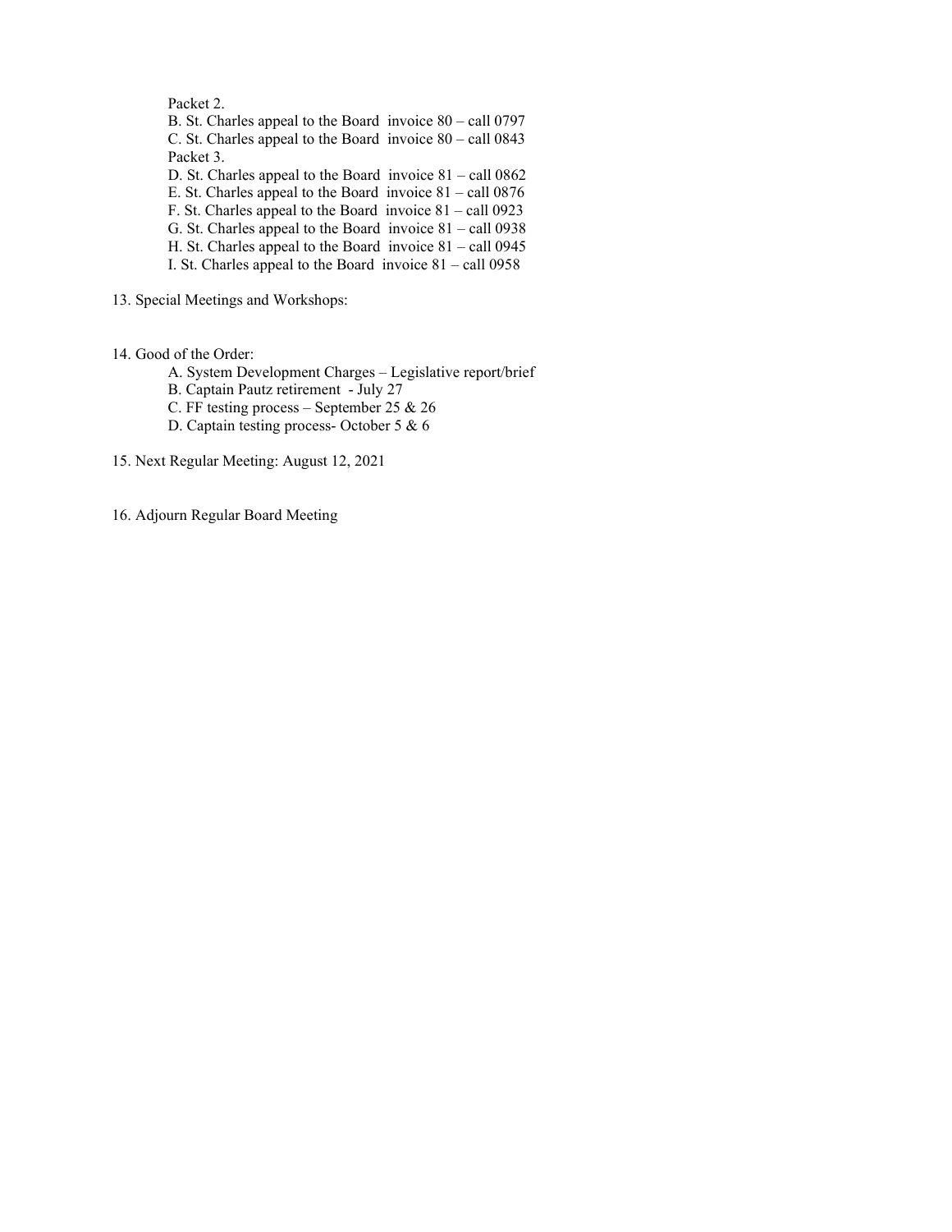Packet 2.

B. St. Charles appeal to the Board invoice 80 – call 0797

C. St. Charles appeal to the Board invoice 80 – call 0843

Packet 3.

D. St. Charles appeal to the Board invoice 81 – call 0862

E. St. Charles appeal to the Board invoice 81 – call 0876

F. St. Charles appeal to the Board invoice 81 – call 0923

G. St. Charles appeal to the Board invoice 81 – call 0938

H. St. Charles appeal to the Board invoice 81 – call 0945

I. St. Charles appeal to the Board invoice 81 – call 0958

13. Special Meetings and Workshops:

14. Good of the Order:

    A. System Development Charges – Legislative report/brief

    B. Captain Pautz retirement - July 27

    C. FF testing process – September 25 & 26

    D. Captain testing process- October 5 & 6

15. Next Regular Meeting: August 12, 2021

16. Adjourn Regular Board Meeting